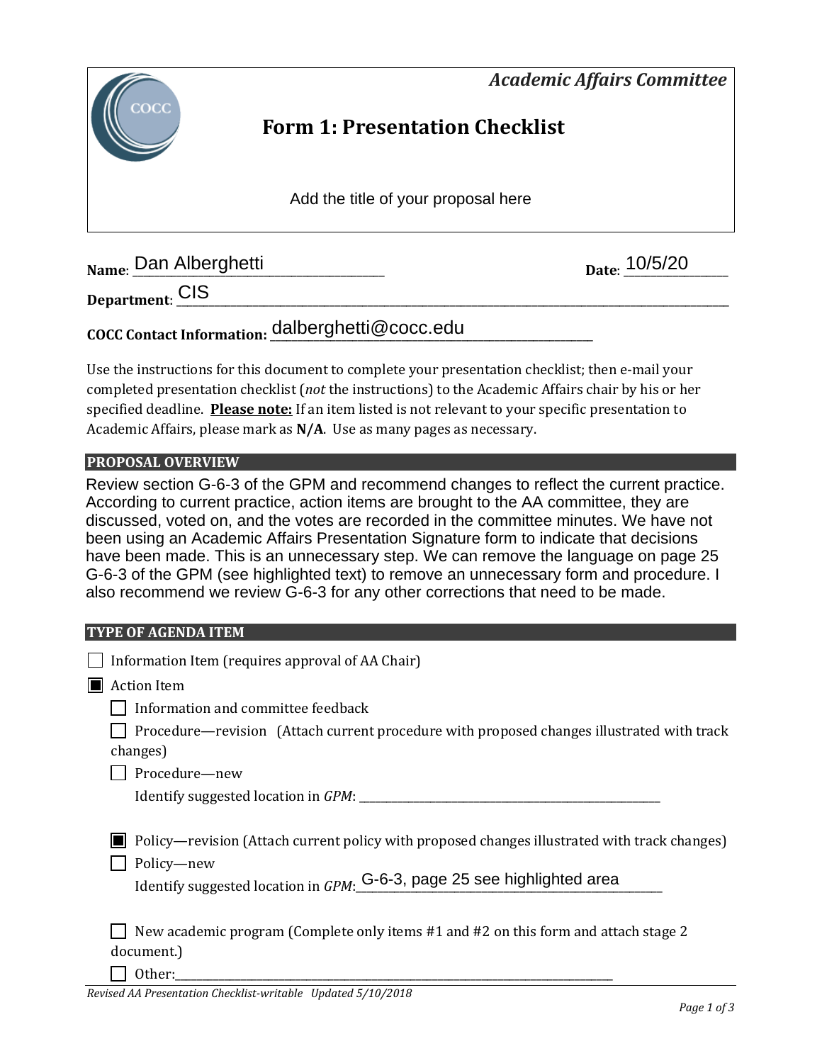*Academic Affairs Committee*

# Form 1: Presentation Checklist

Add the title of your proposal here

**Name**: Dan Alberghetti **Date**: 10/5/20

**Department**: CIS

**COCC Contact Information:** dalberghetti@cocc.edu

Use the instructions for this document to complete your presentation checklist; then e-mail your completed presentation checklist (*not* the instructions) to the Academic Affairs chair by his or her specified deadline. **Please note:** If an item listed is not relevant to your specific presentation to Academic Affairs, please mark as **N/A**. Use as many pages as necessary.

## PROPOSAL OVERVIEW

Review section G-6-3 of the GPM and recommend changes to reflect the current practice. According to current practice, action items are brought to the AA committee, they are discussed, voted on, and the votes are recorded in the committee minutes. We have not been using an Academic Affairs Presentation Signature form to indicate that decisions have been made. This is an unnecessary step. We can remove the language on page 25 G-6-3 of the GPM (see highlighted text) to remove an unnecessary form and procedure. I also recommend we review G-6-3 for any other corrections that need to be made.

## TYPE OF AGENDA ITEM

- ☐ Information Item (requires approval of AA Chair)
- ☒ Action Item
  - ☐ Information and committee feedback
  - ☐ Procedure—revision (Attach current procedure with proposed changes illustrated with track changes)
  - ☐ Procedure—new
    Identify suggested location in *GPM*: ____________
  - ☒ Policy—revision (Attach current policy with proposed changes illustrated with track changes)
  - ☐ Policy—new
    Identify suggested location in *GPM*: G-6-3, page 25 see highlighted area
  - ☐ New academic program (Complete only items #1 and #2 on this form and attach stage 2 document.)
  - ☐ Other: ____________

*Revised AA Presentation Checklist-writable Updated 5/10/2018*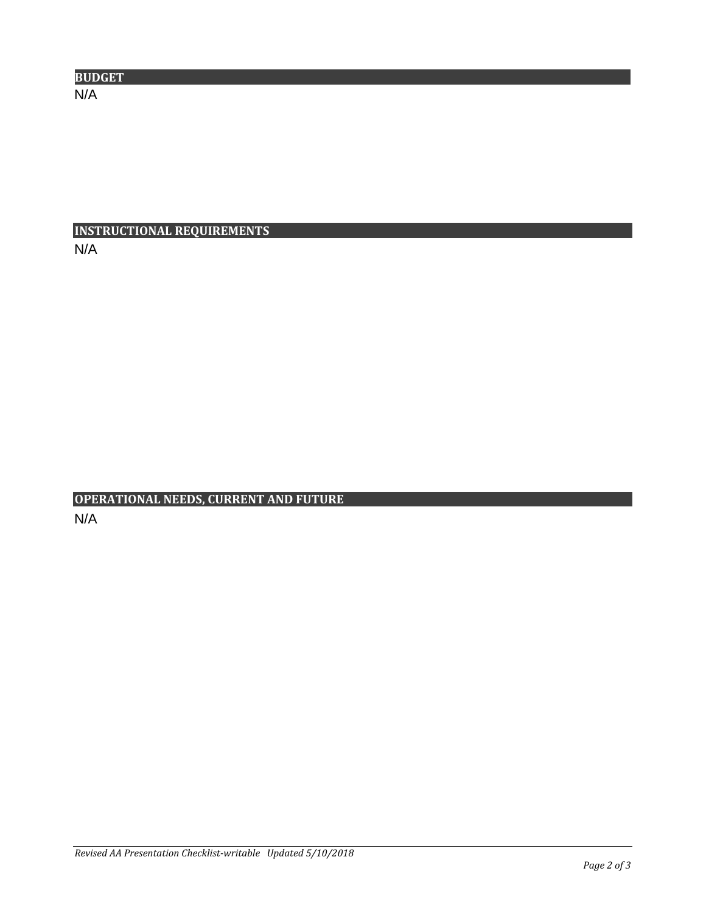## BUDGET

N/A

## INSTRUCTIONAL REQUIREMENTS

N/A

## OPERATIONAL NEEDS, CURRENT AND FUTURE

N/A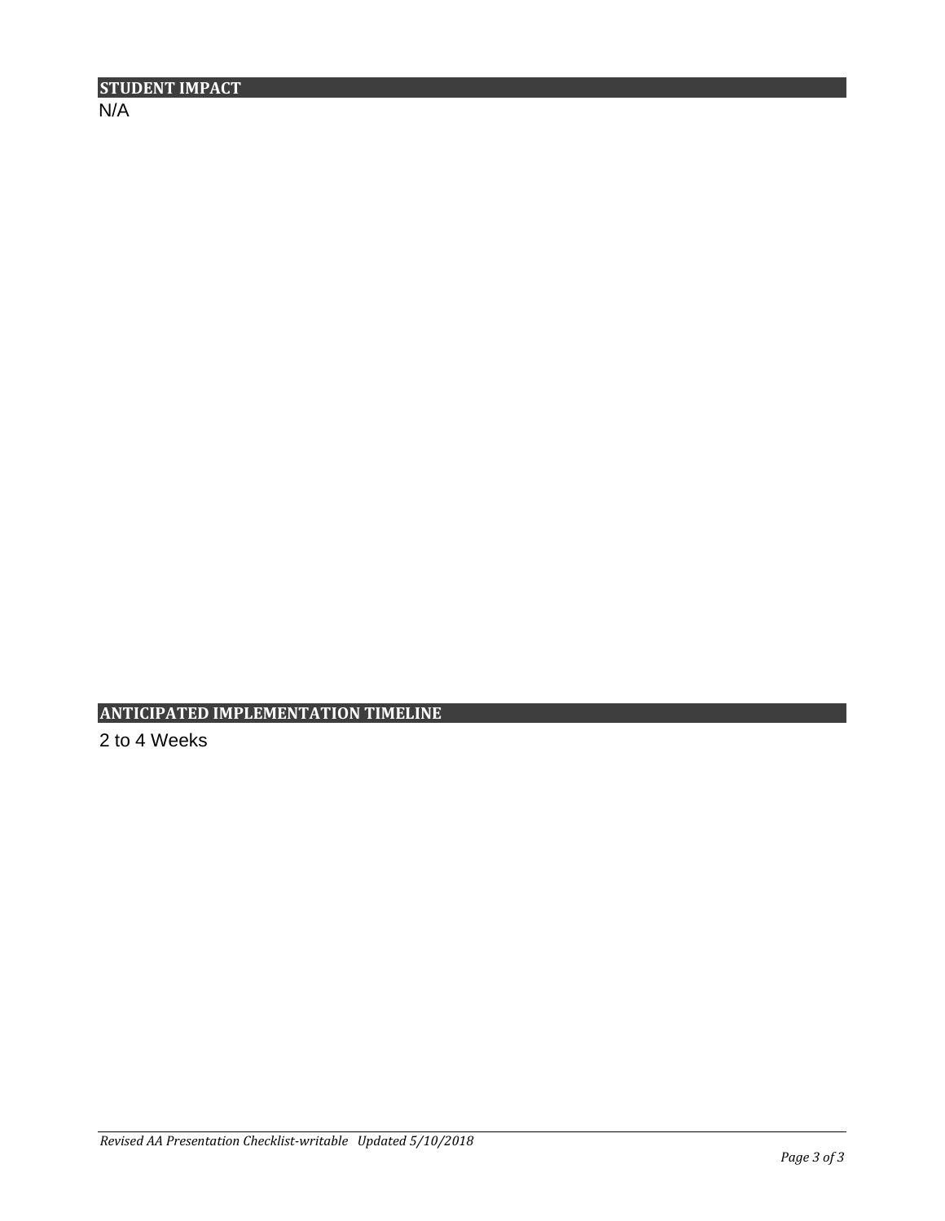## STUDENT IMPACT

N/A

## ANTICIPATED IMPLEMENTATION TIMELINE

2 to 4 Weeks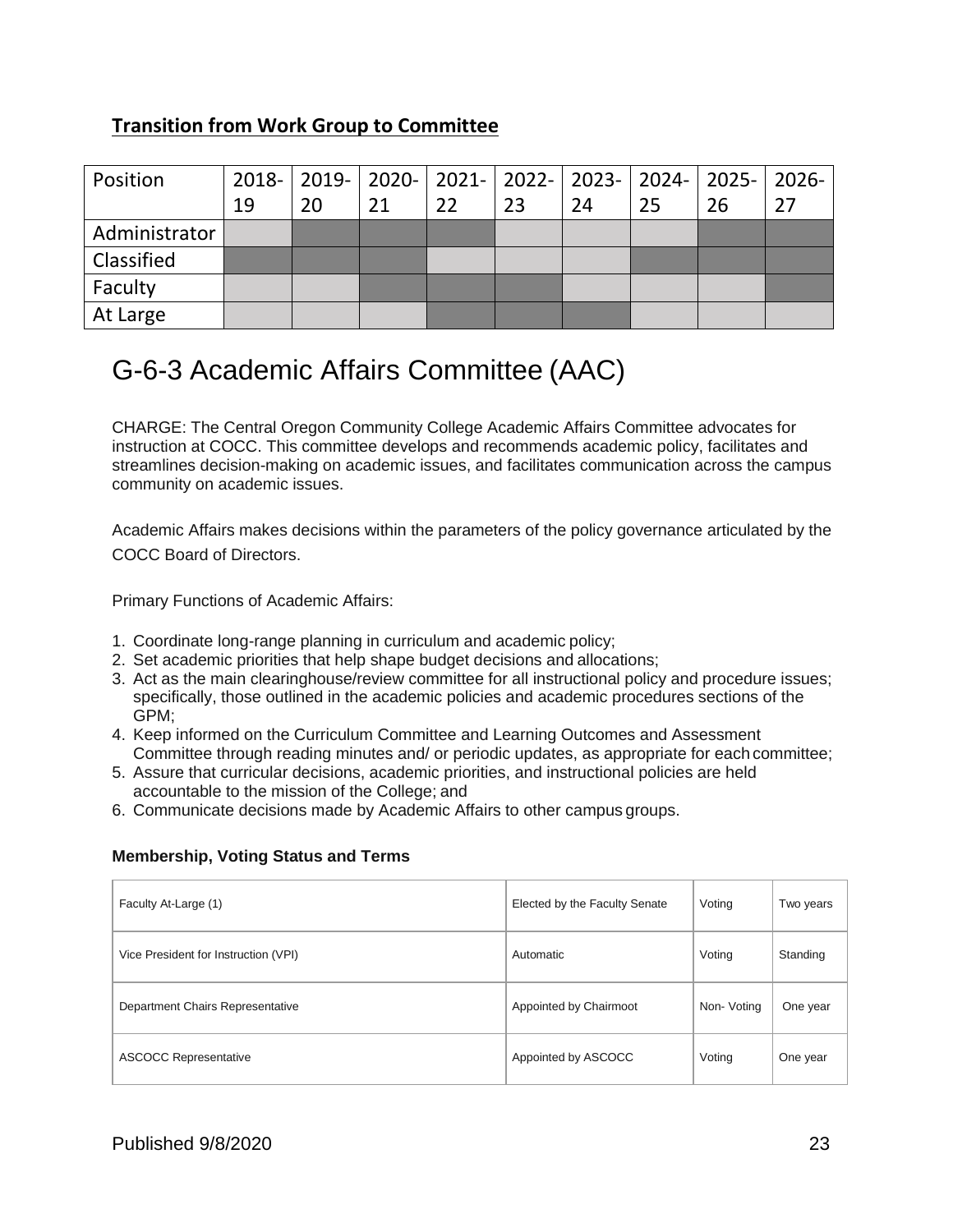## Transition from Work Group to Committee

| Position | 2018-19 | 2019-20 | 2020-21 | 2021-22 | 2022-23 | 2023-24 | 2024-25 | 2025-26 | 2026-27 |
|---|---|---|---|---|---|---|---|---|---|
| Administrator | | ■ | ■ | ■ | | | | ■ | ■ |
| Classified | ■ | ■ | ■ | | | | ■ | ■ | ■ |
| Faculty | | | ■ | ■ | ■ | | | | ■ |
| At Large | | | | ■ | ■ | ■ | | | |

# G-6-3 Academic Affairs Committee (AAC)

CHARGE: The Central Oregon Community College Academic Affairs Committee advocates for instruction at COCC. This committee develops and recommends academic policy, facilitates and streamlines decision-making on academic issues, and facilitates communication across the campus community on academic issues.

Academic Affairs makes decisions within the parameters of the policy governance articulated by the COCC Board of Directors.

Primary Functions of Academic Affairs:

1. Coordinate long-range planning in curriculum and academic policy;
2. Set academic priorities that help shape budget decisions and allocations;
3. Act as the main clearinghouse/review committee for all instructional policy and procedure issues; specifically, those outlined in the academic policies and academic procedures sections of the GPM;
4. Keep informed on the Curriculum Committee and Learning Outcomes and Assessment Committee through reading minutes and/ or periodic updates, as appropriate for each committee;
5. Assure that curricular decisions, academic priorities, and instructional policies are held accountable to the mission of the College; and
6. Communicate decisions made by Academic Affairs to other campus groups.

**Membership, Voting Status and Terms**

| | | | |
|---|---|---|---|
| Faculty At-Large (1) | Elected by the Faculty Senate | Voting | Two years |
| Vice President for Instruction (VPI) | Automatic | Voting | Standing |
| Department Chairs Representative | Appointed by Chairmoot | Non- Voting | One year |
| ASCOCC Representative | Appointed by ASCOCC | Voting | One year |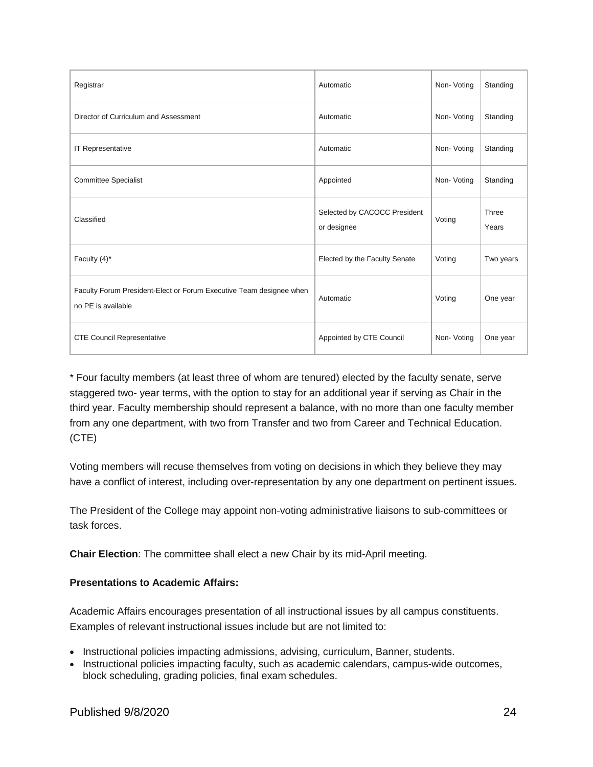| Registrar | Automatic | Non- Voting | Standing |
|---|---|---|---|
| Director of Curriculum and Assessment | Automatic | Non- Voting | Standing |
| IT Representative | Automatic | Non- Voting | Standing |
| Committee Specialist | Appointed | Non- Voting | Standing |
| Classified | Selected by CACOCC President or designee | Voting | Three Years |
| Faculty (4)* | Elected by the Faculty Senate | Voting | Two years |
| Faculty Forum President-Elect or Forum Executive Team designee when no PE is available | Automatic | Voting | One year |
| CTE Council Representative | Appointed by CTE Council | Non- Voting | One year |

* Four faculty members (at least three of whom are tenured) elected by the faculty senate, serve staggered two- year terms, with the option to stay for an additional year if serving as Chair in the third year. Faculty membership should represent a balance, with no more than one faculty member from any one department, with two from Transfer and two from Career and Technical Education. (CTE)

Voting members will recuse themselves from voting on decisions in which they believe they may have a conflict of interest, including over-representation by any one department on pertinent issues.

The President of the College may appoint non-voting administrative liaisons to sub-committees or task forces.

**Chair Election**: The committee shall elect a new Chair by its mid-April meeting.

**Presentations to Academic Affairs:**

Academic Affairs encourages presentation of all instructional issues by all campus constituents. Examples of relevant instructional issues include but are not limited to:

- Instructional policies impacting admissions, advising, curriculum, Banner, students.
- Instructional policies impacting faculty, such as academic calendars, campus-wide outcomes, block scheduling, grading policies, final exam schedules.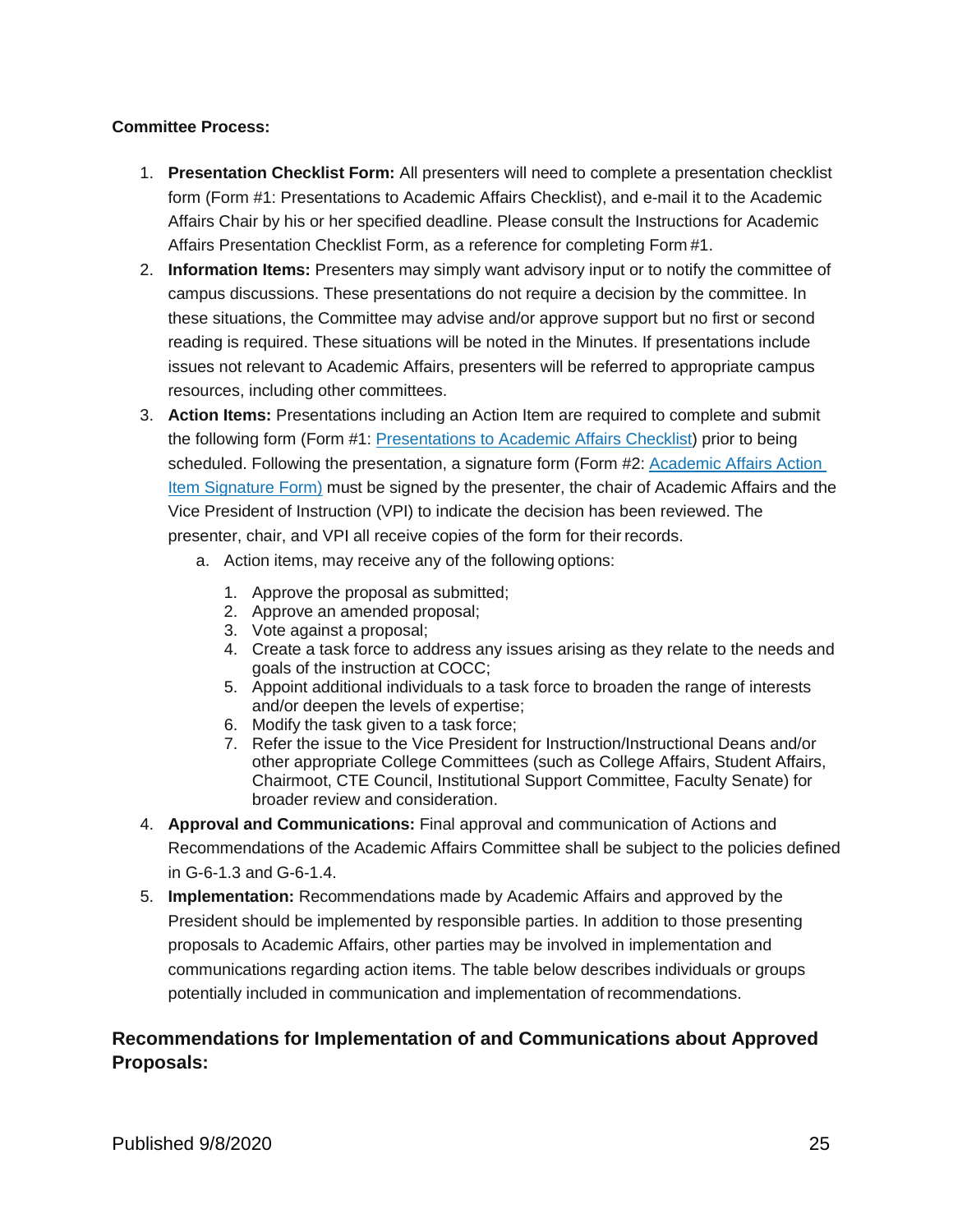**Committee Process:**

1. **Presentation Checklist Form:** All presenters will need to complete a presentation checklist form (Form #1: Presentations to Academic Affairs Checklist), and e-mail it to the Academic Affairs Chair by his or her specified deadline. Please consult the Instructions for Academic Affairs Presentation Checklist Form, as a reference for completing Form #1.
2. **Information Items:** Presenters may simply want advisory input or to notify the committee of campus discussions. These presentations do not require a decision by the committee. In these situations, the Committee may advise and/or approve support but no first or second reading is required. These situations will be noted in the Minutes. If presentations include issues not relevant to Academic Affairs, presenters will be referred to appropriate campus resources, including other committees.
3. **Action Items:** Presentations including an Action Item are required to complete and submit the following form (Form #1: Presentations to Academic Affairs Checklist) prior to being scheduled. Following the presentation, a signature form (Form #2: Academic Affairs Action Item Signature Form) must be signed by the presenter, the chair of Academic Affairs and the Vice President of Instruction (VPI) to indicate the decision has been reviewed. The presenter, chair, and VPI all receive copies of the form for their records.
    a. Action items, may receive any of the following options:
        1. Approve the proposal as submitted;
        2. Approve an amended proposal;
        3. Vote against a proposal;
        4. Create a task force to address any issues arising as they relate to the needs and goals of the instruction at COCC;
        5. Appoint additional individuals to a task force to broaden the range of interests and/or deepen the levels of expertise;
        6. Modify the task given to a task force;
        7. Refer the issue to the Vice President for Instruction/Instructional Deans and/or other appropriate College Committees (such as College Affairs, Student Affairs, Chairmoot, CTE Council, Institutional Support Committee, Faculty Senate) for broader review and consideration.
4. **Approval and Communications:** Final approval and communication of Actions and Recommendations of the Academic Affairs Committee shall be subject to the policies defined in G-6-1.3 and G-6-1.4.
5. **Implementation:** Recommendations made by Academic Affairs and approved by the President should be implemented by responsible parties. In addition to those presenting proposals to Academic Affairs, other parties may be involved in implementation and communications regarding action items. The table below describes individuals or groups potentially included in communication and implementation of recommendations.

## Recommendations for Implementation of and Communications about Approved Proposals: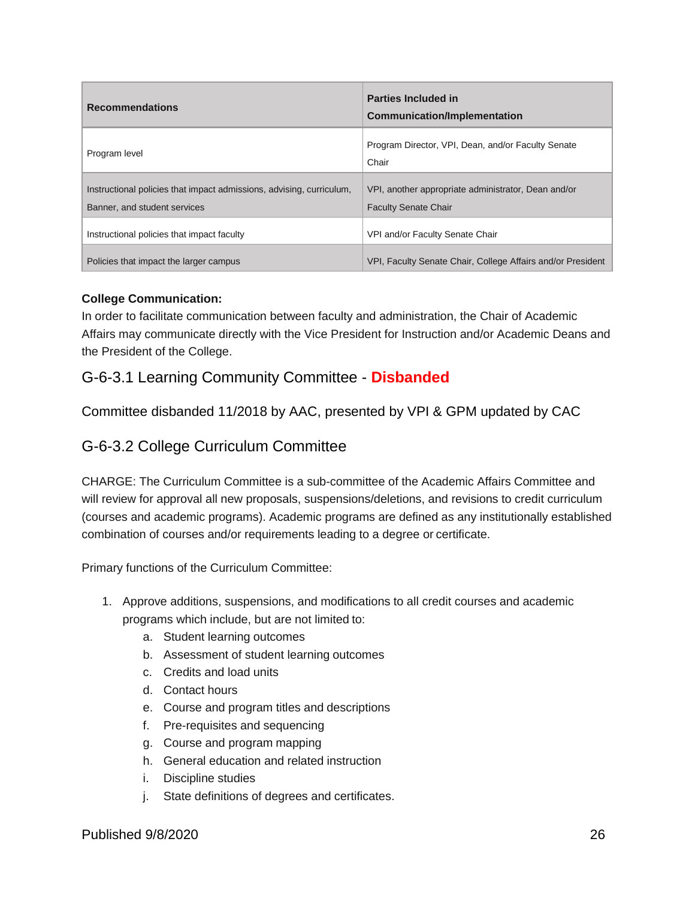| Recommendations | Parties Included in Communication/Implementation |
|---|---|
| Program level | Program Director, VPI, Dean, and/or Faculty Senate Chair |
| Instructional policies that impact admissions, advising, curriculum, Banner, and student services | VPI, another appropriate administrator, Dean and/or Faculty Senate Chair |
| Instructional policies that impact faculty | VPI and/or Faculty Senate Chair |
| Policies that impact the larger campus | VPI, Faculty Senate Chair, College Affairs and/or President |

**College Communication:**
In order to facilitate communication between faculty and administration, the Chair of Academic Affairs may communicate directly with the Vice President for Instruction and/or Academic Deans and the President of the College.

## G-6-3.1 Learning Community Committee - **Disbanded**

Committee disbanded 11/2018 by AAC, presented by VPI & GPM updated by CAC

## G-6-3.2 College Curriculum Committee

CHARGE: The Curriculum Committee is a sub-committee of the Academic Affairs Committee and will review for approval all new proposals, suspensions/deletions, and revisions to credit curriculum (courses and academic programs). Academic programs are defined as any institutionally established combination of courses and/or requirements leading to a degree or certificate.

Primary functions of the Curriculum Committee:

1. Approve additions, suspensions, and modifications to all credit courses and academic programs which include, but are not limited to:
    a. Student learning outcomes
    b. Assessment of student learning outcomes
    c. Credits and load units
    d. Contact hours
    e. Course and program titles and descriptions
    f. Pre-requisites and sequencing
    g. Course and program mapping
    h. General education and related instruction
    i. Discipline studies
    j. State definitions of degrees and certificates.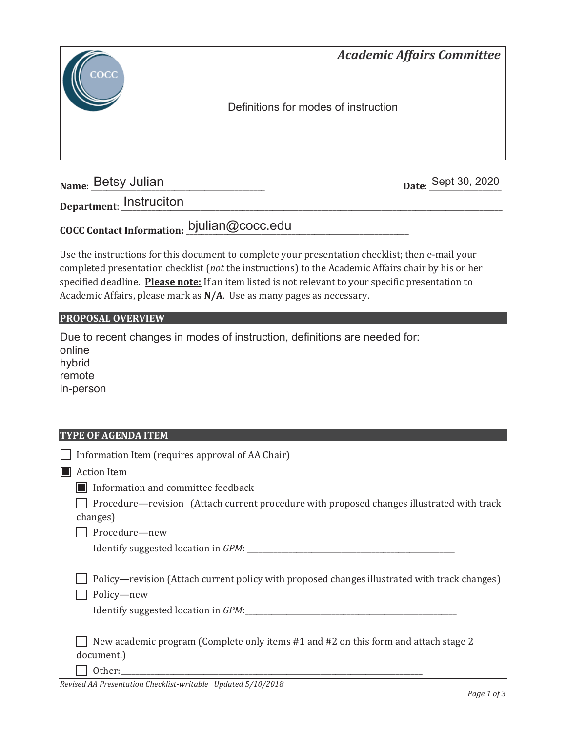*Academic Affairs Committee*

Definitions for modes of instruction

**Name**: Betsy Julian **Date**: Sept 30, 2020

**Department**: Instruciton

**COCC Contact Information:** bjulian@cocc.edu

Use the instructions for this document to complete your presentation checklist; then e-mail your completed presentation checklist (*not* the instructions) to the Academic Affairs chair by his or her specified deadline. **Please note:** If an item listed is not relevant to your specific presentation to Academic Affairs, please mark as **N/A**. Use as many pages as necessary.

## PROPOSAL OVERVIEW

Due to recent changes in modes of instruction, definitions are needed for:
online
hybrid
remote
in-person

## TYPE OF AGENDA ITEM

- [ ] Information Item (requires approval of AA Chair)
- [x] Action Item
  - [x] Information and committee feedback
  - [ ] Procedure—revision (Attach current procedure with proposed changes illustrated with track changes)
  - [ ] Procedure—new
    Identify suggested location in *GPM*: \_\_\_\_\_\_\_\_\_\_
  - [ ] Policy—revision (Attach current policy with proposed changes illustrated with track changes)
  - [ ] Policy—new
    Identify suggested location in *GPM*: \_\_\_\_\_\_\_\_\_\_
  - [ ] New academic program (Complete only items #1 and #2 on this form and attach stage 2 document.)
  - [ ] Other: \_\_\_\_\_\_\_\_\_\_

*Revised AA Presentation Checklist-writable Updated 5/10/2018*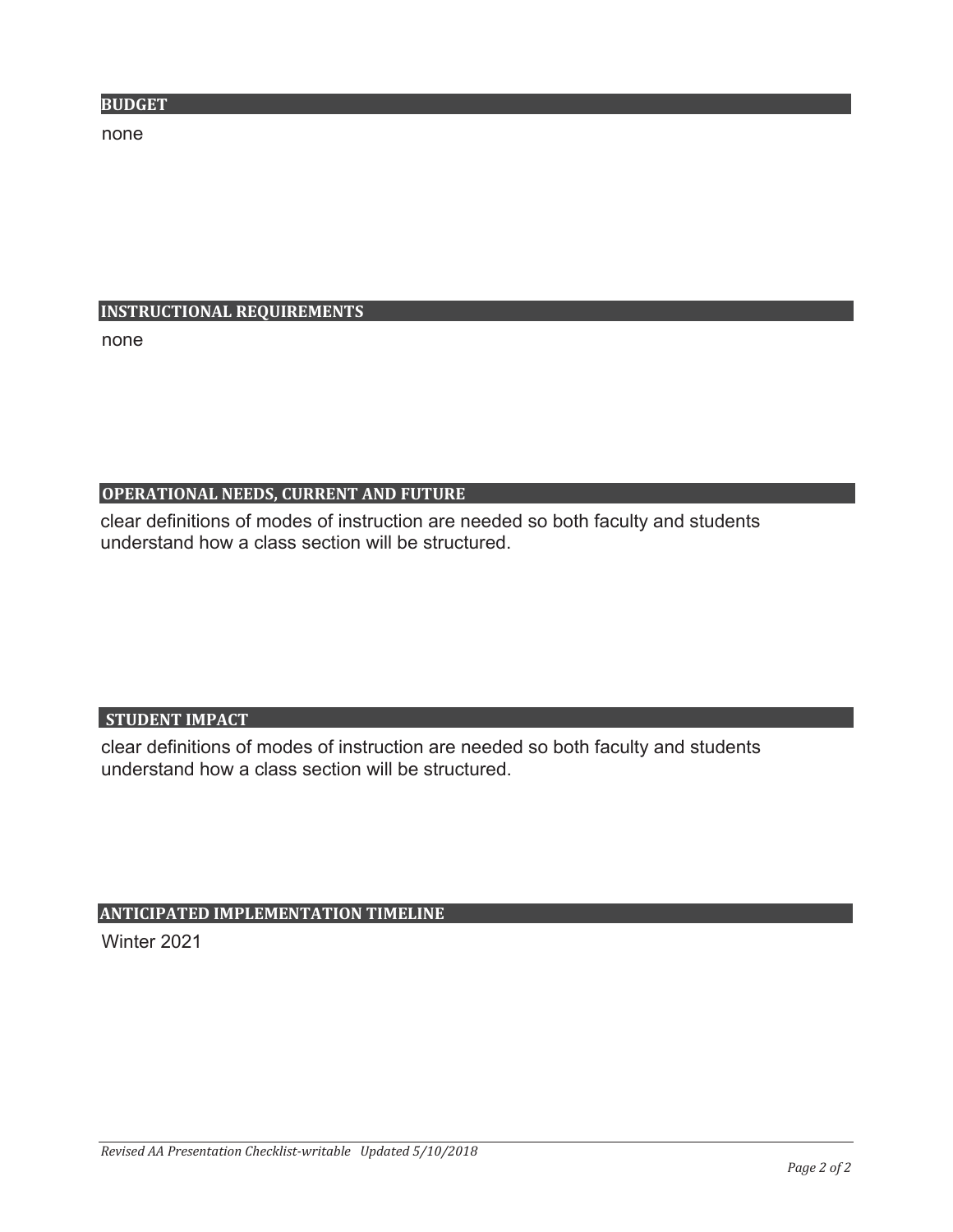## BUDGET

none

## INSTRUCTIONAL REQUIREMENTS

none

## OPERATIONAL NEEDS, CURRENT AND FUTURE

clear definitions of modes of instruction are needed so both faculty and students understand how a class section will be structured.

## STUDENT IMPACT

clear definitions of modes of instruction are needed so both faculty and students understand how a class section will be structured.

## ANTICIPATED IMPLEMENTATION TIMELINE

Winter 2021